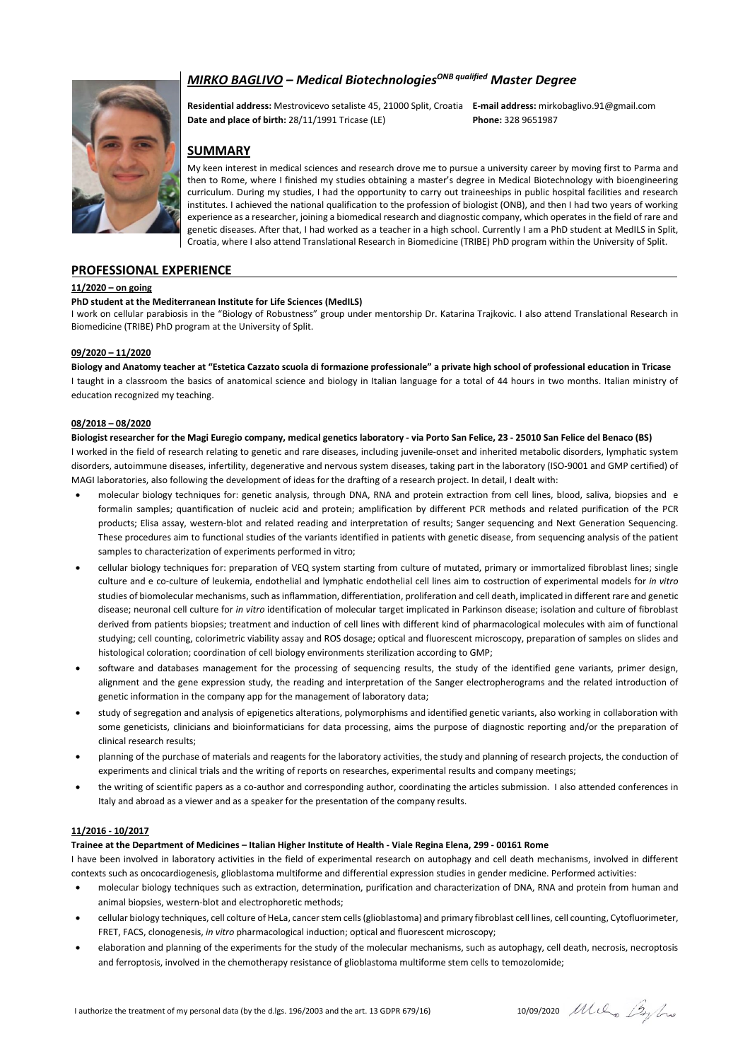# *MIRKO BAGLIVO – Medical Biotechnologies^ONB qualified Master Degree*

**Residential address:** Mestrovicevo setaliste 45, 21000 Split, Croatia **E-mail address:** mirkobaglivo.91@gmail.com
**Date and place of birth:** 28/11/1991 Tricase (LE) **Phone:** 328 9651987

## SUMMARY

My keen interest in medical sciences and research drove me to pursue a university career by moving first to Parma and then to Rome, where I finished my studies obtaining a master's degree in Medical Biotechnology with bioengineering curriculum. During my studies, I had the opportunity to carry out traineeships in public hospital facilities and research institutes. I achieved the national qualification to the profession of biologist (ONB), and then I had two years of working experience as a researcher, joining a biomedical research and diagnostic company, which operates in the field of rare and genetic diseases. After that, I had worked as a teacher in a high school. Currently I am a PhD student at MedILS in Split, Croatia, where I also attend Translational Research in Biomedicine (TRIBE) PhD program within the University of Split.

## PROFESSIONAL EXPERIENCE

### 11/2020 – on going

**PhD student at the Mediterranean Institute for Life Sciences (MedILS)**

I work on cellular parabiosis in the "Biology of Robustness" group under mentorship Dr. Katarina Trajkovic. I also attend Translational Research in Biomedicine (TRIBE) PhD program at the University of Split.

### 09/2020 – 11/2020

**Biology and Anatomy teacher at "Estetica Cazzato scuola di formazione professionale" a private high school of professional education in Tricase**

I taught in a classroom the basics of anatomical science and biology in Italian language for a total of 44 hours in two months. Italian ministry of education recognized my teaching.

### 08/2018 – 08/2020

**Biologist researcher for the Magi Euregio company, medical genetics laboratory - via Porto San Felice, 23 - 25010 San Felice del Benaco (BS)**

I worked in the field of research relating to genetic and rare diseases, including juvenile-onset and inherited metabolic disorders, lymphatic system disorders, autoimmune diseases, infertility, degenerative and nervous system diseases, taking part in the laboratory (ISO-9001 and GMP certified) of MAGI laboratories, also following the development of ideas for the drafting of a research project. In detail, I dealt with:

- molecular biology techniques for: genetic analysis, through DNA, RNA and protein extraction from cell lines, blood, saliva, biopsies and e formalin samples; quantification of nucleic acid and protein; amplification by different PCR methods and related purification of the PCR products; Elisa assay, western-blot and related reading and interpretation of results; Sanger sequencing and Next Generation Sequencing. These procedures aim to functional studies of the variants identified in patients with genetic disease, from sequencing analysis of the patient samples to characterization of experiments performed in vitro;
- cellular biology techniques for: preparation of VEQ system starting from culture of mutated, primary or immortalized fibroblast lines; single culture and e co-culture of leukemia, endothelial and lymphatic endothelial cell lines aim to costruction of experimental models for *in vitro* studies of biomolecular mechanisms, such as inflammation, differentiation, proliferation and cell death, implicated in different rare and genetic disease; neuronal cell culture for *in vitro* identification of molecular target implicated in Parkinson disease; isolation and culture of fibroblast derived from patients biopsies; treatment and induction of cell lines with different kind of pharmacological molecules with aim of functional studying; cell counting, colorimetric viability assay and ROS dosage; optical and fluorescent microscopy, preparation of samples on slides and histological coloration; coordination of cell biology environments sterilization according to GMP;
- software and databases management for the processing of sequencing results, the study of the identified gene variants, primer design, alignment and the gene expression study, the reading and interpretation of the Sanger electropherograms and the related introduction of genetic information in the company app for the management of laboratory data;
- study of segregation and analysis of epigenetics alterations, polymorphisms and identified genetic variants, also working in collaboration with some geneticists, clinicians and bioinformaticians for data processing, aims the purpose of diagnostic reporting and/or the preparation of clinical research results;
- planning of the purchase of materials and reagents for the laboratory activities, the study and planning of research projects, the conduction of experiments and clinical trials and the writing of reports on researches, experimental results and company meetings;
- the writing of scientific papers as a co-author and corresponding author, coordinating the articles submission. I also attended conferences in Italy and abroad as a viewer and as a speaker for the presentation of the company results.

### 11/2016 - 10/2017

**Trainee at the Department of Medicines – Italian Higher Institute of Health - Viale Regina Elena, 299 - 00161 Rome**

I have been involved in laboratory activities in the field of experimental research on autophagy and cell death mechanisms, involved in different contexts such as oncocardiogenesis, glioblastoma multiforme and differential expression studies in gender medicine. Performed activities:

- molecular biology techniques such as extraction, determination, purification and characterization of DNA, RNA and protein from human and animal biopsies, western-blot and electrophoretic methods;
- cellular biology techniques, cell colture of HeLa, cancer stem cells (glioblastoma) and primary fibroblast cell lines, cell counting, Cytofluorimeter, FRET, FACS, clonogenesis, *in vitro* pharmacological induction; optical and fluorescent microscopy;
- elaboration and planning of the experiments for the study of the molecular mechanisms, such as autophagy, cell death, necrosis, necroptosis and ferroptosis, involved in the chemotherapy resistance of glioblastoma multiforme stem cells to temozolomide;

I authorize the treatment of my personal data (by the d.lgs. 196/2003 and the art. 13 GDPR 679/16) 10/09/2020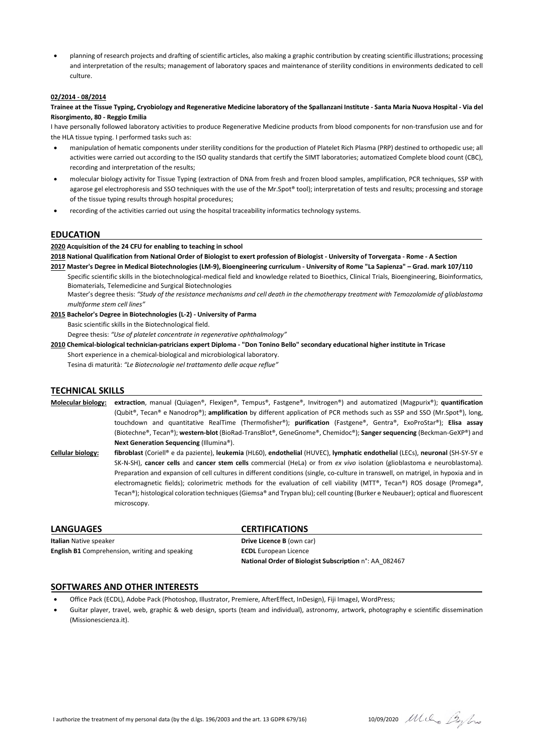- planning of research projects and drafting of scientific articles, also making a graphic contribution by creating scientific illustrations; processing and interpretation of the results; management of laboratory spaces and maintenance of sterility conditions in environments dedicated to cell culture.

**02/2014 - 08/2014**

**Trainee at the Tissue Typing, Cryobiology and Regenerative Medicine laboratory of the Spallanzani Institute - Santa Maria Nuova Hospital - Via del Risorgimento, 80 - Reggio Emilia**

I have personally followed laboratory activities to produce Regenerative Medicine products from blood components for non-transfusion use and for the HLA tissue typing. I performed tasks such as:

- manipulation of hematic components under sterility conditions for the production of Platelet Rich Plasma (PRP) destined to orthopedic use; all activities were carried out according to the ISO quality standards that certify the SIMT laboratories; automatized Complete blood count (CBC), recording and interpretation of the results;
- molecular biology activity for Tissue Typing (extraction of DNA from fresh and frozen blood samples, amplification, PCR techniques, SSP with agarose gel electrophoresis and SSO techniques with the use of the Mr.Spot® tool); interpretation of tests and results; processing and storage of the tissue typing results through hospital procedures;
- recording of the activities carried out using the hospital traceability informatics technology systems.

## EDUCATION

**2020 Acquisition of the 24 CFU for enabling to teaching in school**

**2018 National Qualification from National Order of Biologist to exert profession of Biologist - University of Torvergata - Rome - A Section**

**2017 Master's Degree in Medical Biotechnologies (LM-9), Bioengineering curriculum - University of Rome "La Sapienza" – Grad. mark 107/110**

Specific scientific skills in the biotechnological-medical field and knowledge related to Bioethics, Clinical Trials, Bioengineering, Bioinformatics, Biomaterials, Telemedicine and Surgical Biotechnologies

Master's degree thesis: *"Study of the resistance mechanisms and cell death in the chemotherapy treatment with Temozolomide of glioblastoma multiforme stem cell lines"*

**2015 Bachelor's Degree in Biotechnologies (L-2) - University of Parma**

Basic scientific skills in the Biotechnological field.

Degree thesis: *"Use of platelet concentrate in regenerative ophthalmology"*

**2010 Chemical-biological technician-patricians expert Diploma - "Don Tonino Bello" secondary educational higher institute in Tricase**

Short experience in a chemical-biological and microbiological laboratory.

Tesina di maturità: *"Le Biotecnologie nel trattamento delle acque reflue"*

## TECHNICAL SKILLS

**Molecular biology:** **extraction**, manual (Quiagen®, Flexigen®, Tempus®, Fastgene®, Invitrogen®) and automatized (Magpurix®); **quantification** (Qubit®, Tecan® e Nanodrop®); **amplification** by different application of PCR methods such as SSP and SSO (Mr.Spot®), long, touchdown and quantitative RealTime (Thermofisher®); **purification** (Fastgene®, Gentra®, ExoProStar®); **Elisa assay** (Biotechne®, Tecan®); **western-blot** (BioRad-TransBlot®, GeneGnome®, Chemidoc®); **Sanger sequencing** (Beckman-GeXP®) and **Next Generation Sequencing** (Illumina®).

**Cellular biology:** **fibroblast** (Coriell® e da paziente), **leukemia** (HL60), **endothelial** (HUVEC), **lymphatic endothelial** (LECs), **neuronal** (SH-SY-5Y e SK-N-SH), **cancer cells** and **cancer stem cells** commercial (HeLa) or from *ex vivo* isolation (glioblastoma e neuroblastoma). Preparation and expansion of cell cultures in different conditions (single, co-culture in transwell, on matrigel, in hypoxia and in electromagnetic fields); colorimetric methods for the evaluation of cell viability (MTT®, Tecan®) ROS dosage (Promega®, Tecan®); histological coloration techniques (Giemsa® and Trypan blu); cell counting (Burker e Neubauer); optical and fluorescent microscopy.

## LANGUAGES

**Italian** Native speaker

**English B1** Comprehension, writing and speaking

## CERTIFICATIONS

**Drive Licence B** (own car)

**ECDL** European Licence

**National Order of Biologist Subscription** n°: AA_082467

## SOFTWARES AND OTHER INTERESTS

- Office Pack (ECDL), Adobe Pack (Photoshop, Illustrator, Premiere, AfterEffect, InDesign), Fiji ImageJ, WordPress;
- Guitar player, travel, web, graphic & web design, sports (team and individual), astronomy, artwork, photography e scientific dissemination (Missionescienza.it).

I authorize the treatment of my personal data (by the d.lgs. 196/2003 and the art. 13 GDPR 679/16) 10/09/2020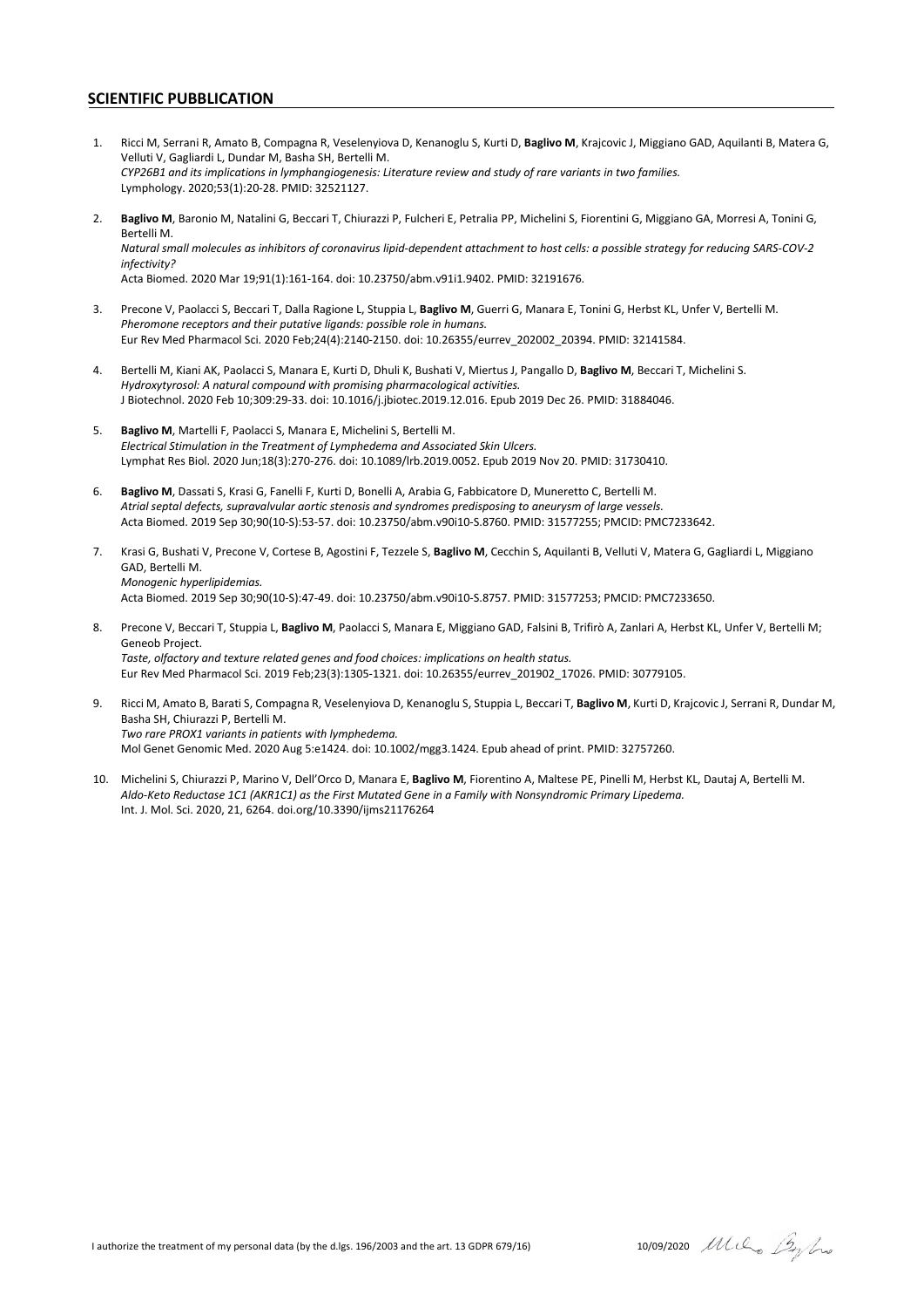## SCIENTIFIC PUBBLICATION

1. Ricci M, Serrani R, Amato B, Compagna R, Veselenyiova D, Kenanoglu S, Kurti D, **Baglivo M**, Krajcovic J, Miggiano GAD, Aquilanti B, Matera G, Velluti V, Gagliardi L, Dundar M, Basha SH, Bertelli M.
   *CYP26B1 and its implications in lymphangiogenesis: Literature review and study of rare variants in two families.*
   Lymphology. 2020;53(1):20-28. PMID: 32521127.

2. **Baglivo M**, Baronio M, Natalini G, Beccari T, Chiurazzi P, Fulcheri E, Petralia PP, Michelini S, Fiorentini G, Miggiano GA, Morresi A, Tonini G, Bertelli M.
   *Natural small molecules as inhibitors of coronavirus lipid-dependent attachment to host cells: a possible strategy for reducing SARS-COV-2 infectivity?*
   Acta Biomed. 2020 Mar 19;91(1):161-164. doi: 10.23750/abm.v91i1.9402. PMID: 32191676.

3. Precone V, Paolacci S, Beccari T, Dalla Ragione L, Stuppia L, **Baglivo M**, Guerri G, Manara E, Tonini G, Herbst KL, Unfer V, Bertelli M.
   *Pheromone receptors and their putative ligands: possible role in humans.*
   Eur Rev Med Pharmacol Sci. 2020 Feb;24(4):2140-2150. doi: 10.26355/eurrev_202002_20394. PMID: 32141584.

4. Bertelli M, Kiani AK, Paolacci S, Manara E, Kurti D, Dhuli K, Bushati V, Miertus J, Pangallo D, **Baglivo M**, Beccari T, Michelini S.
   *Hydroxytyrosol: A natural compound with promising pharmacological activities.*
   J Biotechnol. 2020 Feb 10;309:29-33. doi: 10.1016/j.jbiotec.2019.12.016. Epub 2019 Dec 26. PMID: 31884046.

5. **Baglivo M**, Martelli F, Paolacci S, Manara E, Michelini S, Bertelli M.
   *Electrical Stimulation in the Treatment of Lymphedema and Associated Skin Ulcers.*
   Lymphat Res Biol. 2020 Jun;18(3):270-276. doi: 10.1089/lrb.2019.0052. Epub 2019 Nov 20. PMID: 31730410.

6. **Baglivo M**, Dassati S, Krasi G, Fanelli F, Kurti D, Bonelli A, Arabia G, Fabbicatore D, Muneretto C, Bertelli M.
   *Atrial septal defects, supravalvular aortic stenosis and syndromes predisposing to aneurysm of large vessels.*
   Acta Biomed. 2019 Sep 30;90(10-S):53-57. doi: 10.23750/abm.v90i10-S.8760. PMID: 31577255; PMCID: PMC7233642.

7. Krasi G, Bushati V, Precone V, Cortese B, Agostini F, Tezzele S, **Baglivo M**, Cecchin S, Aquilanti B, Velluti V, Matera G, Gagliardi L, Miggiano GAD, Bertelli M.
   *Monogenic hyperlipidemias.*
   Acta Biomed. 2019 Sep 30;90(10-S):47-49. doi: 10.23750/abm.v90i10-S.8757. PMID: 31577253; PMCID: PMC7233650.

8. Precone V, Beccari T, Stuppia L, **Baglivo M**, Paolacci S, Manara E, Miggiano GAD, Falsini B, Trifirò A, Zanlari A, Herbst KL, Unfer V, Bertelli M; Geneob Project.
   *Taste, olfactory and texture related genes and food choices: implications on health status.*
   Eur Rev Med Pharmacol Sci. 2019 Feb;23(3):1305-1321. doi: 10.26355/eurrev_201902_17026. PMID: 30779105.

9. Ricci M, Amato B, Barati S, Compagna R, Veselenyiova D, Kenanoglu S, Stuppia L, Beccari T, **Baglivo M**, Kurti D, Krajcovic J, Serrani R, Dundar M, Basha SH, Chiurazzi P, Bertelli M.
   *Two rare PROX1 variants in patients with lymphedema.*
   Mol Genet Genomic Med. 2020 Aug 5:e1424. doi: 10.1002/mgg3.1424. Epub ahead of print. PMID: 32757260.

10. Michelini S, Chiurazzi P, Marino V, Dell'Orco D, Manara E, **Baglivo M**, Fiorentino A, Maltese PE, Pinelli M, Herbst KL, Dautaj A, Bertelli M.
    *Aldo-Keto Reductase 1C1 (AKR1C1) as the First Mutated Gene in a Family with Nonsyndromic Primary Lipedema.*
    Int. J. Mol. Sci. 2020, 21, 6264. doi.org/10.3390/ijms21176264

I authorize the treatment of my personal data (by the d.lgs. 196/2003 and the art. 13 GDPR 679/16) 10/09/2020